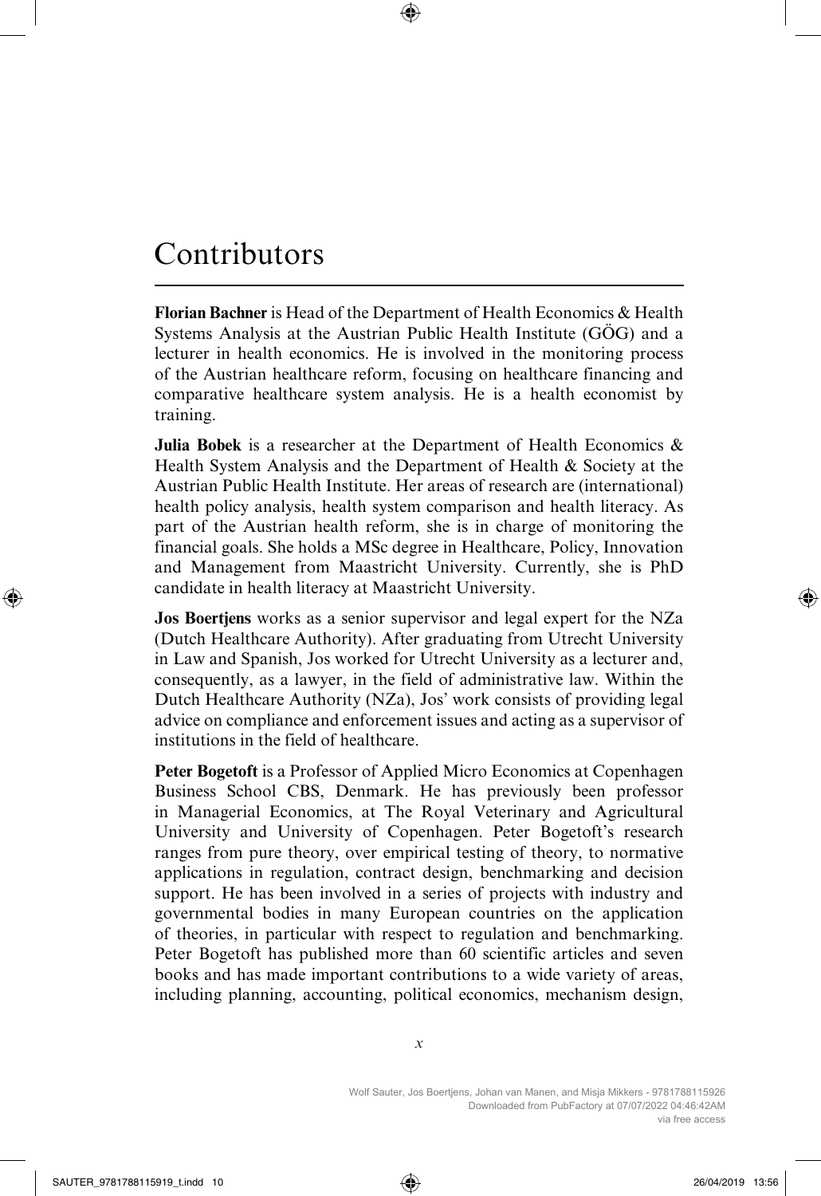# Contributors

**Florian Bachner** is Head of the Department of Health Economics & Health Systems Analysis at the Austrian Public Health Institute (GÖG) and a lecturer in health economics. He is involved in the monitoring process of the Austrian healthcare reform, focusing on healthcare financing and comparative healthcare system analysis. He is a health economist by training.

**Julia Bobek** is a researcher at the Department of Health Economics & Health System Analysis and the Department of Health & Society at the Austrian Public Health Institute. Her areas of research are (international) health policy analysis, health system comparison and health literacy. As part of the Austrian health reform, she is in charge of monitoring the financial goals. She holds a MSc degree in Healthcare, Policy, Innovation and Management from Maastricht University. Currently, she is PhD candidate in health literacy at Maastricht University.

**Jos Boertjens** works as a senior supervisor and legal expert for the NZa (Dutch Healthcare Authority). After graduating from Utrecht University in Law and Spanish, Jos worked for Utrecht University as a lecturer and, consequently, as a lawyer, in the field of administrative law. Within the Dutch Healthcare Authority (NZa), Jos' work consists of providing legal advice on compliance and enforcement issues and acting as a supervisor of institutions in the field of healthcare.

**Peter Bogetoft** is a Professor of Applied Micro Economics at Copenhagen Business School CBS, Denmark. He has previously been professor in Managerial Economics, at The Royal Veterinary and Agricultural University and University of Copenhagen. Peter Bogetoft's research ranges from pure theory, over empirical testing of theory, to normative applications in regulation, contract design, benchmarking and decision support. He has been involved in a series of projects with industry and governmental bodies in many European countries on the application of theories, in particular with respect to regulation and benchmarking. Peter Bogetoft has published more than 60 scientific articles and seven books and has made important contributions to a wide variety of areas, including planning, accounting, political economics, mechanism design,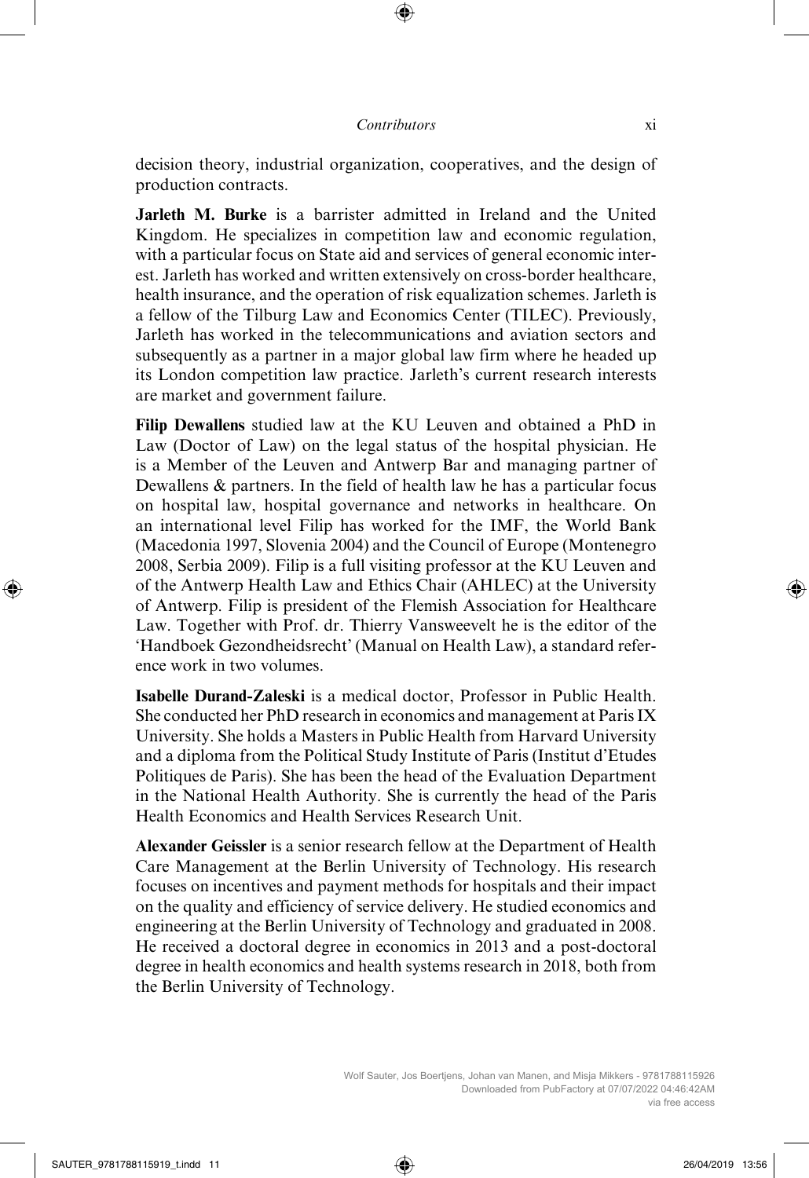decision theory, industrial organization, cooperatives, and the design of production contracts.

**Jarleth M. Burke** is a barrister admitted in Ireland and the United Kingdom. He specializes in competition law and economic regulation, with a particular focus on State aid and services of general economic interest. Jarleth has worked and written extensively on cross-border healthcare, health insurance, and the operation of risk equalization schemes. Jarleth is a fellow of the Tilburg Law and Economics Center (TILEC). Previously, Jarleth has worked in the telecommunications and aviation sectors and subsequently as a partner in a major global law firm where he headed up its London competition law practice. Jarleth's current research interests are market and government failure.

**Filip Dewallens** studied law at the KU Leuven and obtained a PhD in Law (Doctor of Law) on the legal status of the hospital physician. He is a Member of the Leuven and Antwerp Bar and managing partner of Dewallens & partners. In the field of health law he has a particular focus on hospital law, hospital governance and networks in healthcare. On an international level Filip has worked for the IMF, the World Bank (Macedonia 1997, Slovenia 2004) and the Council of Europe (Montenegro 2008, Serbia 2009). Filip is a full visiting professor at the KU Leuven and of the Antwerp Health Law and Ethics Chair (AHLEC) at the University of Antwerp. Filip is president of the Flemish Association for Healthcare Law. Together with Prof. dr. Thierry Vansweevelt he is the editor of the 'Handboek Gezondheidsrecht' (Manual on Health Law), a standard reference work in two volumes.

**Isabelle Durand-Zaleski** is a medical doctor, Professor in Public Health. She conducted her PhD research in economics and management at Paris IX University. She holds a Masters in Public Health from Harvard University and a diploma from the Political Study Institute of Paris (Institut d'Etudes Politiques de Paris). She has been the head of the Evaluation Department in the National Health Authority. She is currently the head of the Paris Health Economics and Health Services Research Unit.

**Alexander Geissler** is a senior research fellow at the Department of Health Care Management at the Berlin University of Technology. His research focuses on incentives and payment methods for hospitals and their impact on the quality and efficiency of service delivery. He studied economics and engineering at the Berlin University of Technology and graduated in 2008. He received a doctoral degree in economics in 2013 and a post-doctoral degree in health economics and health systems research in 2018, both from the Berlin University of Technology.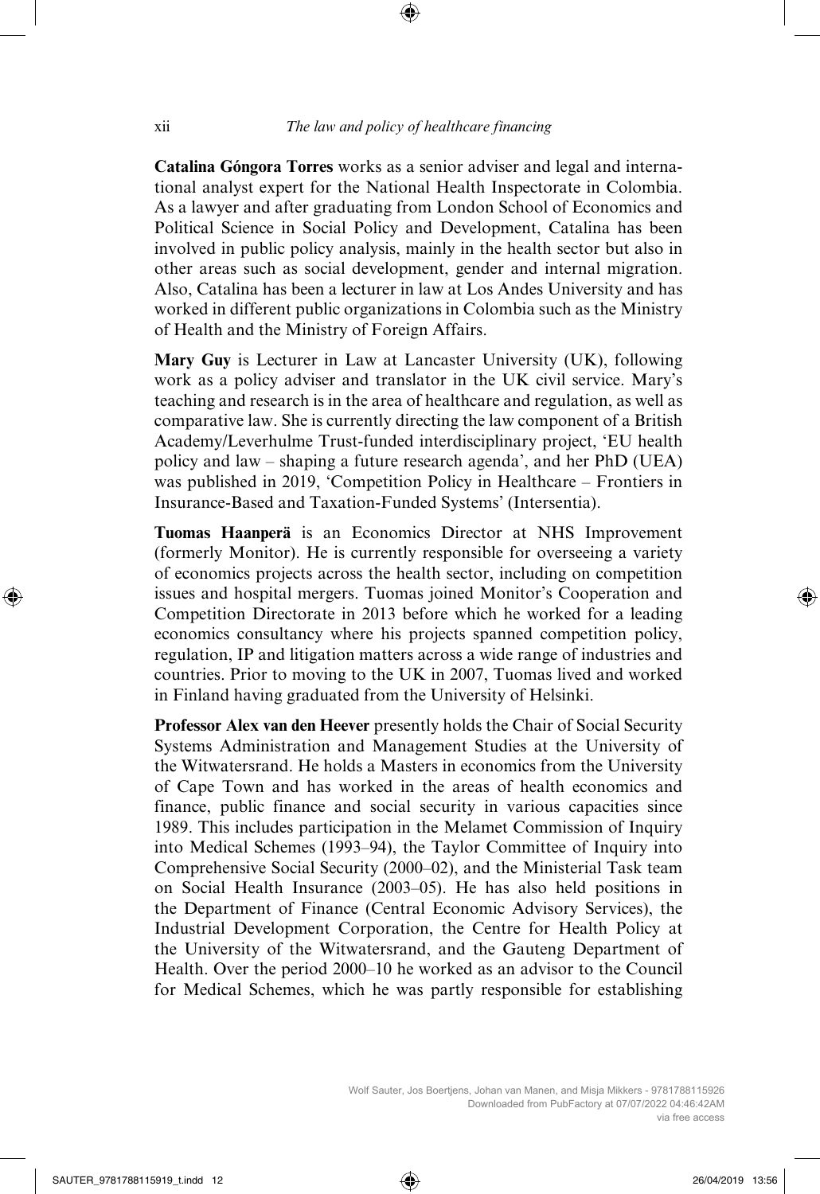**Catalina Góngora Torres** works as a senior adviser and legal and international analyst expert for the National Health Inspectorate in Colombia. As a lawyer and after graduating from London School of Economics and Political Science in Social Policy and Development, Catalina has been involved in public policy analysis, mainly in the health sector but also in other areas such as social development, gender and internal migration. Also, Catalina has been a lecturer in law at Los Andes University and has worked in different public organizations in Colombia such as the Ministry of Health and the Ministry of Foreign Affairs.

**Mary Guy** is Lecturer in Law at Lancaster University (UK), following work as a policy adviser and translator in the UK civil service. Mary's teaching and research is in the area of healthcare and regulation, as well as comparative law. She is currently directing the law component of a British Academy/Leverhulme Trust-funded interdisciplinary project, 'EU health policy and law – shaping a future research agenda', and her PhD (UEA) was published in 2019, 'Competition Policy in Healthcare – Frontiers in Insurance-Based and Taxation-Funded Systems' (Intersentia).

**Tuomas Haanperä** is an Economics Director at NHS Improvement (formerly Monitor). He is currently responsible for overseeing a variety of economics projects across the health sector, including on competition issues and hospital mergers. Tuomas joined Monitor's Cooperation and Competition Directorate in 2013 before which he worked for a leading economics consultancy where his projects spanned competition policy, regulation, IP and litigation matters across a wide range of industries and countries. Prior to moving to the UK in 2007, Tuomas lived and worked in Finland having graduated from the University of Helsinki.

**Professor Alex van den Heever** presently holds the Chair of Social Security Systems Administration and Management Studies at the University of the Witwatersrand. He holds a Masters in economics from the University of Cape Town and has worked in the areas of health economics and finance, public finance and social security in various capacities since 1989. This includes participation in the Melamet Commission of Inquiry into Medical Schemes (1993–94), the Taylor Committee of Inquiry into Comprehensive Social Security (2000–02), and the Ministerial Task team on Social Health Insurance (2003–05). He has also held positions in the Department of Finance (Central Economic Advisory Services), the Industrial Development Corporation, the Centre for Health Policy at the University of the Witwatersrand, and the Gauteng Department of Health. Over the period 2000–10 he worked as an advisor to the Council for Medical Schemes, which he was partly responsible for establishing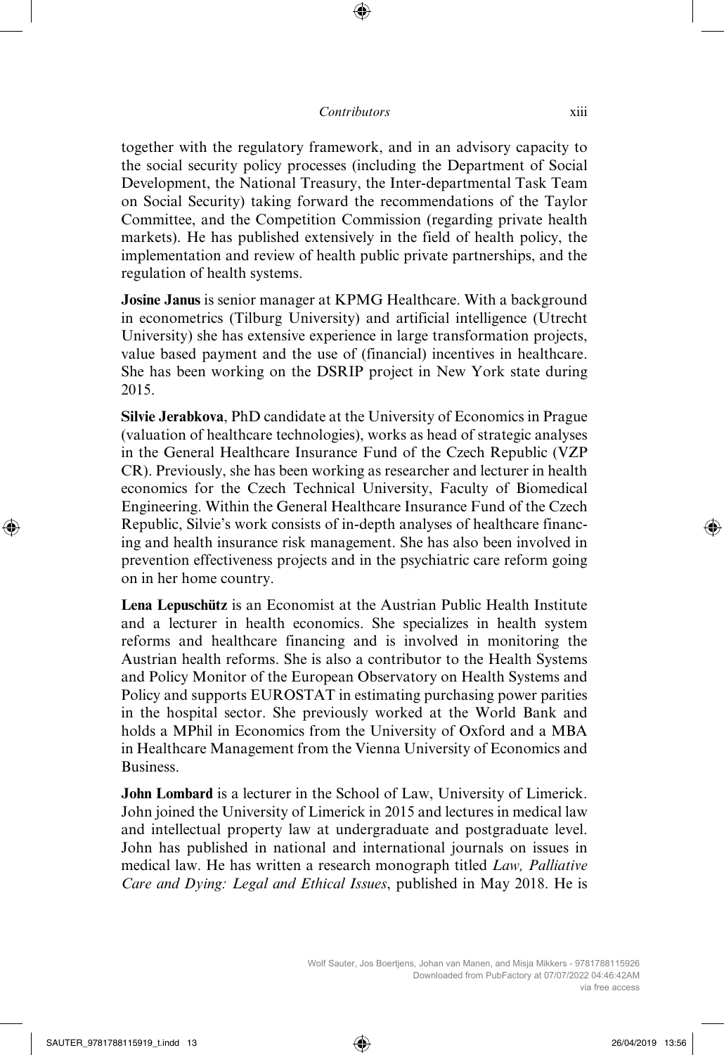together with the regulatory framework, and in an advisory capacity to the social security policy processes (including the Department of Social Development, the National Treasury, the Inter-departmental Task Team on Social Security) taking forward the recommendations of the Taylor Committee, and the Competition Commission (regarding private health markets). He has published extensively in the field of health policy, the implementation and review of health public private partnerships, and the regulation of health systems.

**Josine Janus** is senior manager at KPMG Healthcare. With a background in econometrics (Tilburg University) and artificial intelligence (Utrecht University) she has extensive experience in large transformation projects, value based payment and the use of (financial) incentives in healthcare. She has been working on the DSRIP project in New York state during 2015.

**Silvie Jerabkova**, PhD candidate at the University of Economics in Prague (valuation of healthcare technologies), works as head of strategic analyses in the General Healthcare Insurance Fund of the Czech Republic (VZP CR). Previously, she has been working as researcher and lecturer in health economics for the Czech Technical University, Faculty of Biomedical Engineering. Within the General Healthcare Insurance Fund of the Czech Republic, Silvie's work consists of in-depth analyses of healthcare financing and health insurance risk management. She has also been involved in prevention effectiveness projects and in the psychiatric care reform going on in her home country.

**Lena Lepuschütz** is an Economist at the Austrian Public Health Institute and a lecturer in health economics. She specializes in health system reforms and healthcare financing and is involved in monitoring the Austrian health reforms. She is also a contributor to the Health Systems and Policy Monitor of the European Observatory on Health Systems and Policy and supports EUROSTAT in estimating purchasing power parities in the hospital sector. She previously worked at the World Bank and holds a MPhil in Economics from the University of Oxford and a MBA in Healthcare Management from the Vienna University of Economics and Business.

**John Lombard** is a lecturer in the School of Law, University of Limerick. John joined the University of Limerick in 2015 and lectures in medical law and intellectual property law at undergraduate and postgraduate level. John has published in national and international journals on issues in medical law. He has written a research monograph titled *Law, Palliative Care and Dying: Legal and Ethical Issues*, published in May 2018. He is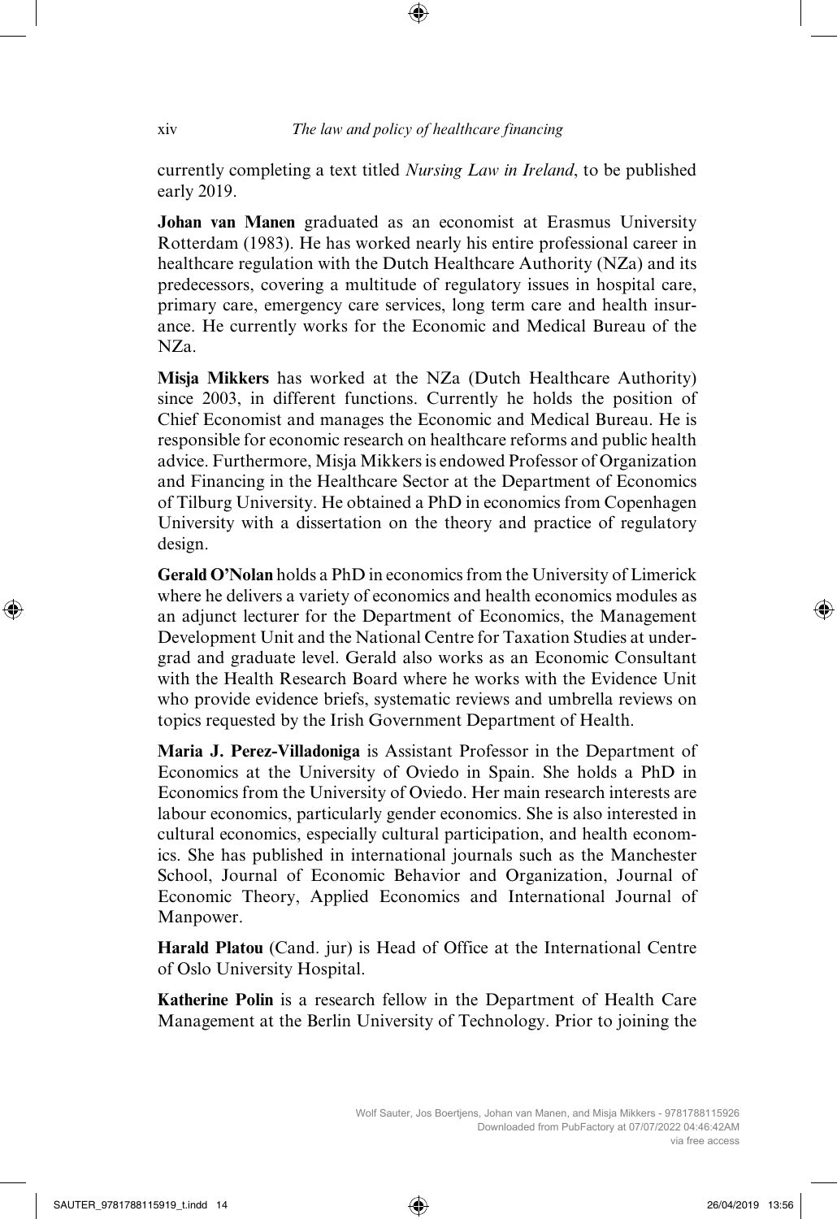currently completing a text titled *Nursing Law in Ireland*, to be published early 2019.

**Johan van Manen** graduated as an economist at Erasmus University Rotterdam (1983). He has worked nearly his entire professional career in healthcare regulation with the Dutch Healthcare Authority (NZa) and its predecessors, covering a multitude of regulatory issues in hospital care, primary care, emergency care services, long term care and health insurance. He currently works for the Economic and Medical Bureau of the NZa.

**Misja Mikkers** has worked at the NZa (Dutch Healthcare Authority) since 2003, in different functions. Currently he holds the position of Chief Economist and manages the Economic and Medical Bureau. He is responsible for economic research on healthcare reforms and public health advice. Furthermore, Misja Mikkers is endowed Professor of Organization and Financing in the Healthcare Sector at the Department of Economics of Tilburg University. He obtained a PhD in economics from Copenhagen University with a dissertation on the theory and practice of regulatory design.

**Gerald O'Nolan** holds a PhD in economics from the University of Limerick where he delivers a variety of economics and health economics modules as an adjunct lecturer for the Department of Economics, the Management Development Unit and the National Centre for Taxation Studies at undergrad and graduate level. Gerald also works as an Economic Consultant with the Health Research Board where he works with the Evidence Unit who provide evidence briefs, systematic reviews and umbrella reviews on topics requested by the Irish Government Department of Health.

**Maria J. Perez-Villadoniga** is Assistant Professor in the Department of Economics at the University of Oviedo in Spain. She holds a PhD in Economics from the University of Oviedo. Her main research interests are labour economics, particularly gender economics. She is also interested in cultural economics, especially cultural participation, and health economics. She has published in international journals such as the Manchester School, Journal of Economic Behavior and Organization, Journal of Economic Theory, Applied Economics and International Journal of Manpower.

**Harald Platou** (Cand. jur) is Head of Office at the International Centre of Oslo University Hospital.

**Katherine Polin** is a research fellow in the Department of Health Care Management at the Berlin University of Technology. Prior to joining the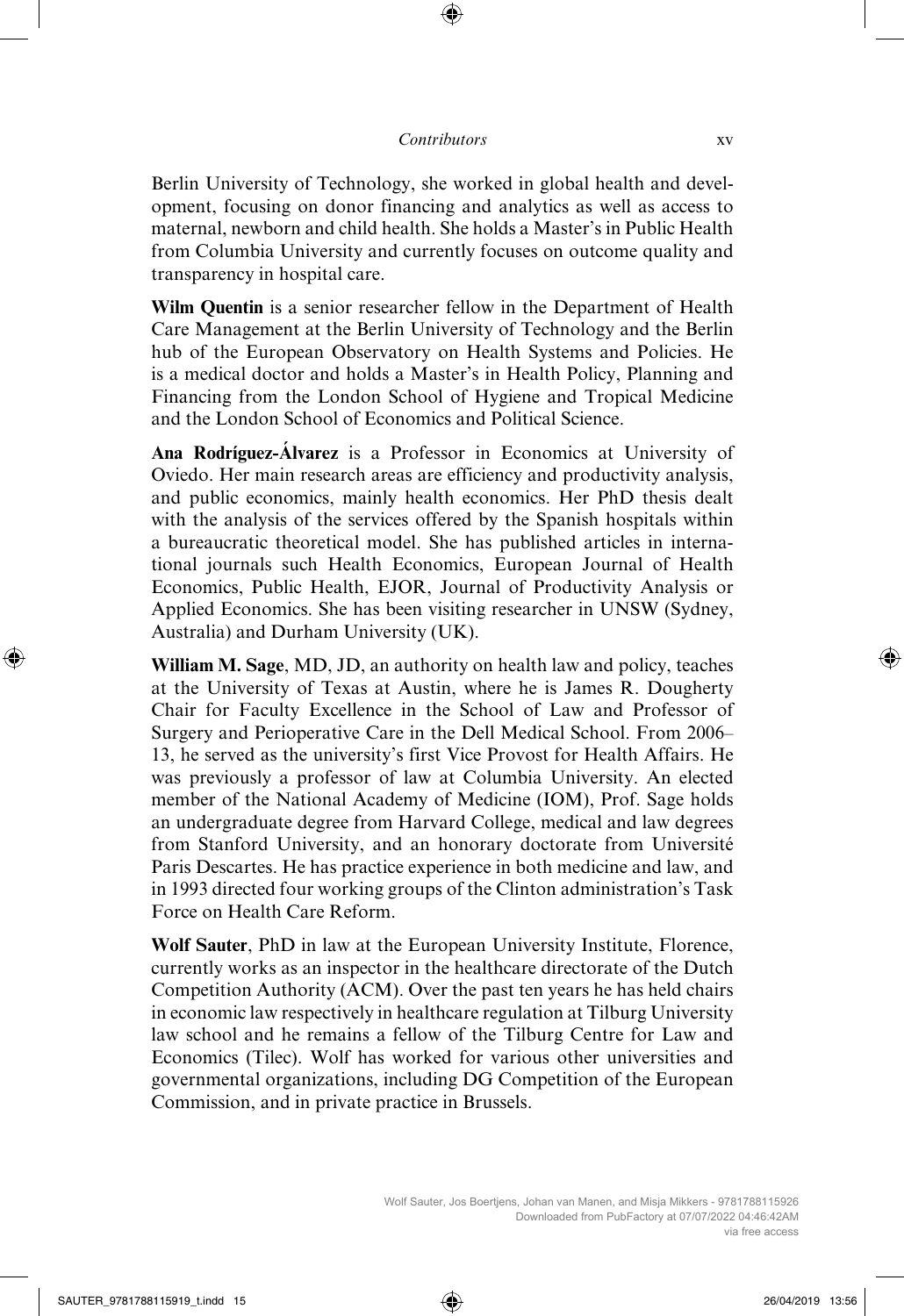Berlin University of Technology, she worked in global health and development, focusing on donor financing and analytics as well as access to maternal, newborn and child health. She holds a Master's in Public Health from Columbia University and currently focuses on outcome quality and transparency in hospital care.

**Wilm Quentin** is a senior researcher fellow in the Department of Health Care Management at the Berlin University of Technology and the Berlin hub of the European Observatory on Health Systems and Policies. He is a medical doctor and holds a Master's in Health Policy, Planning and Financing from the London School of Hygiene and Tropical Medicine and the London School of Economics and Political Science.

**Ana Rodríguez-Álvarez** is a Professor in Economics at University of Oviedo. Her main research areas are efficiency and productivity analysis, and public economics, mainly health economics. Her PhD thesis dealt with the analysis of the services offered by the Spanish hospitals within a bureaucratic theoretical model. She has published articles in international journals such Health Economics, European Journal of Health Economics, Public Health, EJOR, Journal of Productivity Analysis or Applied Economics. She has been visiting researcher in UNSW (Sydney, Australia) and Durham University (UK).

**William M. Sage**, MD, JD, an authority on health law and policy, teaches at the University of Texas at Austin, where he is James R. Dougherty Chair for Faculty Excellence in the School of Law and Professor of Surgery and Perioperative Care in the Dell Medical School. From 2006–13, he served as the university's first Vice Provost for Health Affairs. He was previously a professor of law at Columbia University. An elected member of the National Academy of Medicine (IOM), Prof. Sage holds an undergraduate degree from Harvard College, medical and law degrees from Stanford University, and an honorary doctorate from Université Paris Descartes. He has practice experience in both medicine and law, and in 1993 directed four working groups of the Clinton administration's Task Force on Health Care Reform.

**Wolf Sauter**, PhD in law at the European University Institute, Florence, currently works as an inspector in the healthcare directorate of the Dutch Competition Authority (ACM). Over the past ten years he has held chairs in economic law respectively in healthcare regulation at Tilburg University law school and he remains a fellow of the Tilburg Centre for Law and Economics (Tilec). Wolf has worked for various other universities and governmental organizations, including DG Competition of the European Commission, and in private practice in Brussels.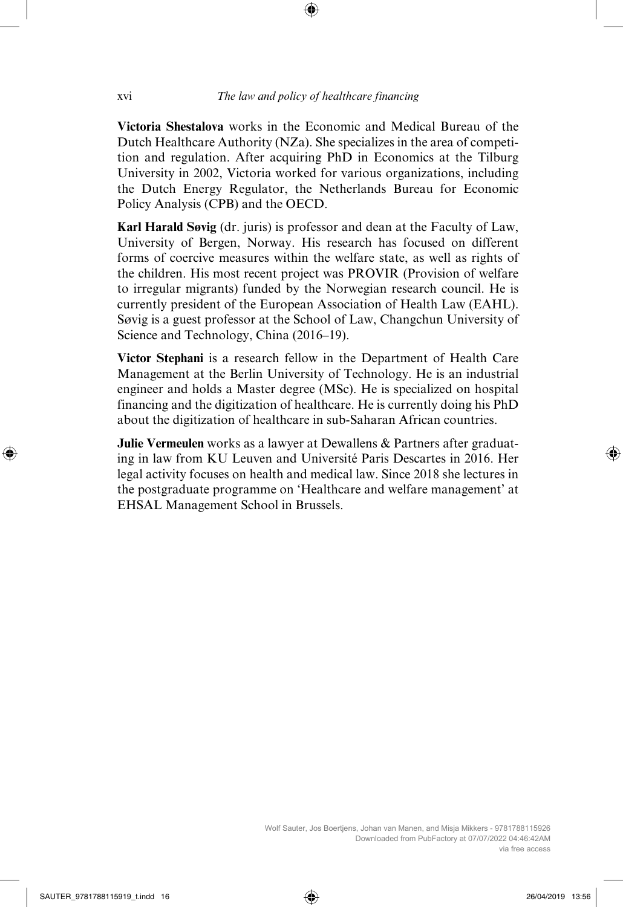**Victoria Shestalova** works in the Economic and Medical Bureau of the Dutch Healthcare Authority (NZa). She specializes in the area of competition and regulation. After acquiring PhD in Economics at the Tilburg University in 2002, Victoria worked for various organizations, including the Dutch Energy Regulator, the Netherlands Bureau for Economic Policy Analysis (CPB) and the OECD.

**Karl Harald Søvig** (dr. juris) is professor and dean at the Faculty of Law, University of Bergen, Norway. His research has focused on different forms of coercive measures within the welfare state, as well as rights of the children. His most recent project was PROVIR (Provision of welfare to irregular migrants) funded by the Norwegian research council. He is currently president of the European Association of Health Law (EAHL). Søvig is a guest professor at the School of Law, Changchun University of Science and Technology, China (2016–19).

**Victor Stephani** is a research fellow in the Department of Health Care Management at the Berlin University of Technology. He is an industrial engineer and holds a Master degree (MSc). He is specialized on hospital financing and the digitization of healthcare. He is currently doing his PhD about the digitization of healthcare in sub-Saharan African countries.

**Julie Vermeulen** works as a lawyer at Dewallens & Partners after graduating in law from KU Leuven and Université Paris Descartes in 2016. Her legal activity focuses on health and medical law. Since 2018 she lectures in the postgraduate programme on 'Healthcare and welfare management' at EHSAL Management School in Brussels.